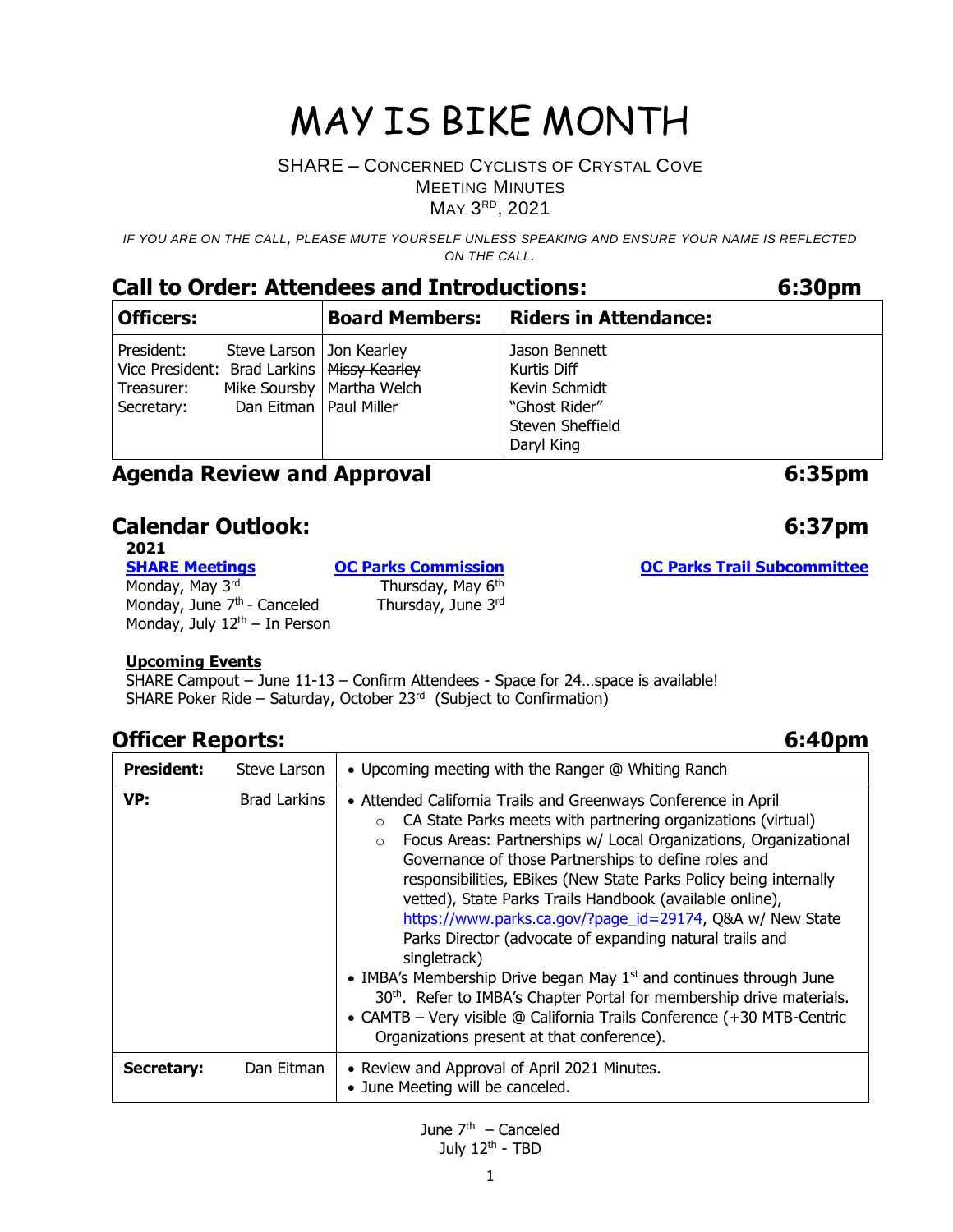# MAY IS BIKE MONTH

SHARE – CONCERNED CYCLISTS OF CRYSTAL COVE
MEETING MINUTES
MAY 3RD, 2021

*IF YOU ARE ON THE CALL, PLEASE MUTE YOURSELF UNLESS SPEAKING AND ENSURE YOUR NAME IS REFLECTED ON THE CALL.*

## Call to Order: Attendees and Introductions: 6:30pm

| Officers: | Board Members: | Riders in Attendance: |
|---|---|---|
| President: Steve Larson<br>Vice President: Brad Larkins<br>Treasurer: Mike Soursby<br>Secretary: Dan Eitman | Jon Kearley<br>~~Missy Kearley~~<br>Martha Welch<br>Paul Miller | Jason Bennett<br>Kurtis Diff<br>Kevin Schmidt<br>"Ghost Rider"<br>Steven Sheffield<br>Daryl King |

## Agenda Review and Approval 6:35pm

## Calendar Outlook: 6:37pm

**2021**

**SHARE Meetings**
Monday, May 3rd
Monday, June 7th - Canceled
Monday, July 12th – In Person

**OC Parks Commission**
Thursday, May 6th
Thursday, June 3rd

**OC Parks Trail Subcommittee**

**Upcoming Events**
SHARE Campout – June 11-13 – Confirm Attendees - Space for 24…space is available!
SHARE Poker Ride – Saturday, October 23rd (Subject to Confirmation)

## Officer Reports: 6:40pm

| | | |
|---|---|---|
| **President:** | Steve Larson | • Upcoming meeting with the Ranger @ Whiting Ranch |
| **VP:** | Brad Larkins | • Attended California Trails and Greenways Conference in April<br>○ CA State Parks meets with partnering organizations (virtual)<br>○ Focus Areas: Partnerships w/ Local Organizations, Organizational Governance of those Partnerships to define roles and responsibilities, EBikes (New State Parks Policy being internally vetted), State Parks Trails Handbook (available online), https://www.parks.ca.gov/?page_id=29174, Q&A w/ New State Parks Director (advocate of expanding natural trails and singletrack)<br>• IMBA's Membership Drive began May 1st and continues through June 30th. Refer to IMBA's Chapter Portal for membership drive materials.<br>• CAMTB – Very visible @ California Trails Conference (+30 MTB-Centric Organizations present at that conference). |
| **Secretary:** | Dan Eitman | • Review and Approval of April 2021 Minutes.<br>• June Meeting will be canceled. |

June 7th – Canceled
July 12th - TBD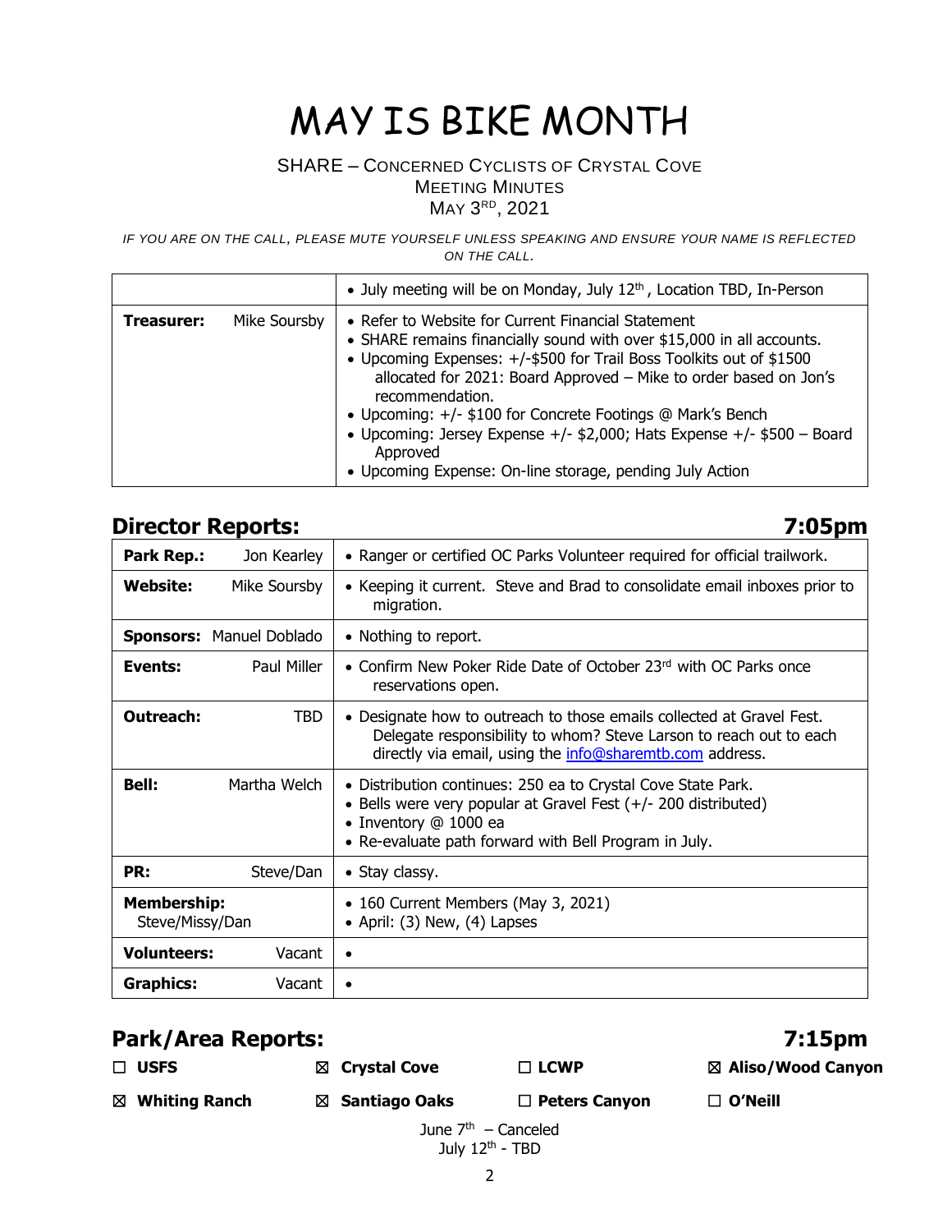# MAY IS BIKE MONTH

SHARE – CONCERNED CYCLISTS OF CRYSTAL COVE
MEETING MINUTES
MAY 3RD, 2021

*IF YOU ARE ON THE CALL, PLEASE MUTE YOURSELF UNLESS SPEAKING AND ENSURE YOUR NAME IS REFLECTED ON THE CALL.*

| | |
|---|---|
| | • July meeting will be on Monday, July 12th, Location TBD, In-Person |
| **Treasurer:** Mike Soursby | • Refer to Website for Current Financial Statement<br>• SHARE remains financially sound with over $15,000 in all accounts.<br>• Upcoming Expenses: +/-$500 for Trail Boss Toolkits out of $1500 allocated for 2021: Board Approved – Mike to order based on Jon's recommendation.<br>• Upcoming: +/- $100 for Concrete Footings @ Mark's Bench<br>• Upcoming: Jersey Expense +/- $2,000; Hats Expense +/- $500 – Board Approved<br>• Upcoming Expense: On-line storage, pending July Action |

## Director Reports: 7:05pm

| | |
|---|---|
| **Park Rep.:** Jon Kearley | • Ranger or certified OC Parks Volunteer required for official trailwork. |
| **Website:** Mike Soursby | • Keeping it current. Steve and Brad to consolidate email inboxes prior to migration. |
| **Sponsors:** Manuel Doblado | • Nothing to report. |
| **Events:** Paul Miller | • Confirm New Poker Ride Date of October 23rd with OC Parks once reservations open. |
| **Outreach:** TBD | • Designate how to outreach to those emails collected at Gravel Fest. Delegate responsibility to whom? Steve Larson to reach out to each directly via email, using the info@sharemtb.com address. |
| **Bell:** Martha Welch | • Distribution continues: 250 ea to Crystal Cove State Park.<br>• Bells were very popular at Gravel Fest (+/- 200 distributed)<br>• Inventory @ 1000 ea<br>• Re-evaluate path forward with Bell Program in July. |
| **PR:** Steve/Dan | • Stay classy. |
| **Membership:** Steve/Missy/Dan | • 160 Current Members (May 3, 2021)<br>• April: (3) New, (4) Lapses |
| **Volunteers:** Vacant | • |
| **Graphics:** Vacant | • |

## Park/Area Reports: 7:15pm

☐ **USFS** ☒ **Crystal Cove** ☐ **LCWP** ☒ **Aliso/Wood Canyon**

☒ **Whiting Ranch** ☒ **Santiago Oaks** ☐ **Peters Canyon** ☐ **O'Neill**

June 7th – Canceled
July 12th - TBD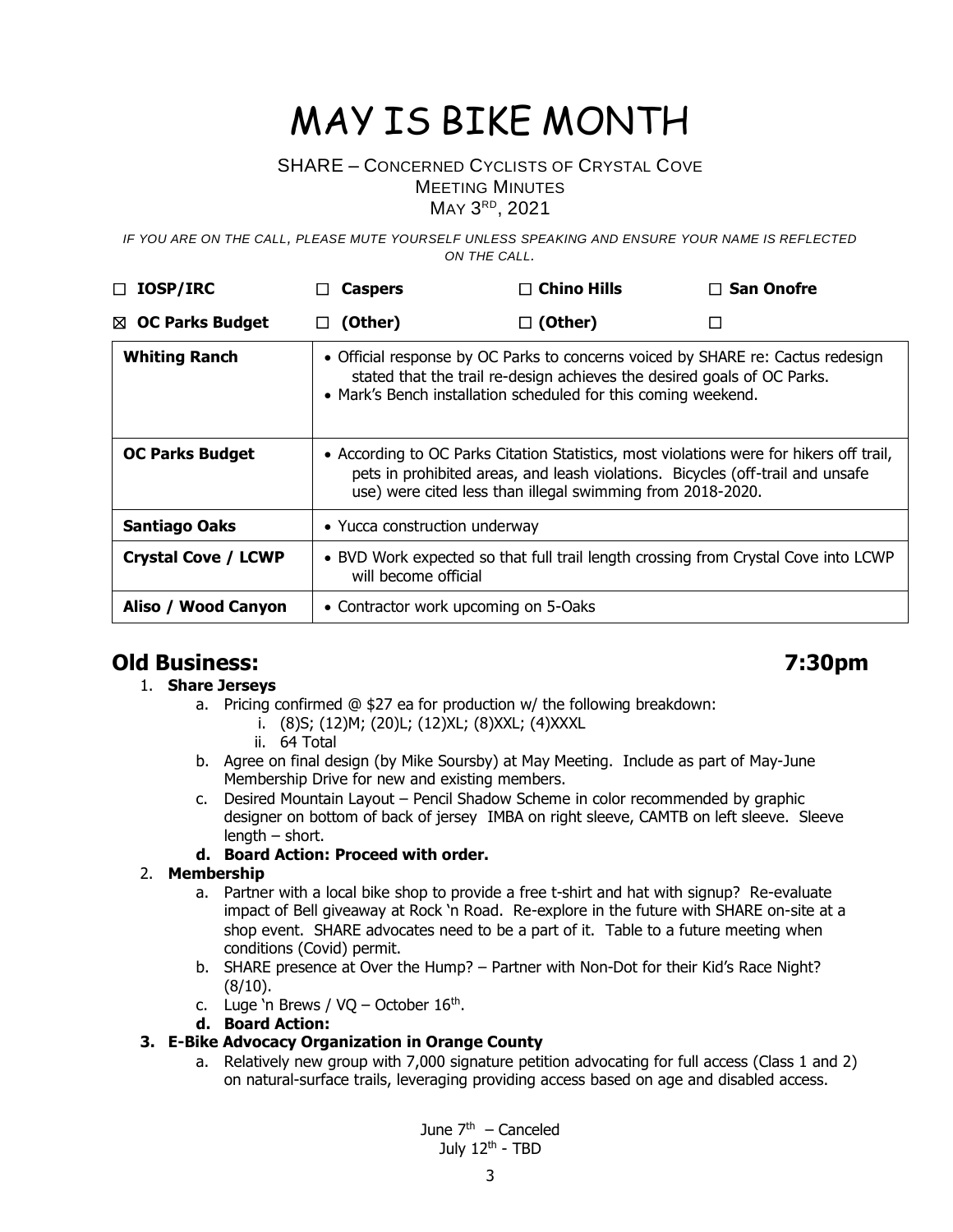# MAY IS BIKE MONTH

SHARE – CONCERNED CYCLISTS OF CRYSTAL COVE
MEETING MINUTES
MAY 3RD, 2021

*IF YOU ARE ON THE CALL, PLEASE MUTE YOURSELF UNLESS SPEAKING AND ENSURE YOUR NAME IS REFLECTED ON THE CALL.*

| ☐ **IOSP/IRC** | ☐ **Caspers** | ☐ **Chino Hills** | ☐ **San Onofre** |
|---|---|---|---|
| ☒ **OC Parks Budget** | ☐ **(Other)** | ☐ **(Other)** | ☐ |

| | |
|---|---|
| **Whiting Ranch** | • Official response by OC Parks to concerns voiced by SHARE re: Cactus redesign stated that the trail re-design achieves the desired goals of OC Parks.<br>• Mark's Bench installation scheduled for this coming weekend. |
| **OC Parks Budget** | • According to OC Parks Citation Statistics, most violations were for hikers off trail, pets in prohibited areas, and leash violations. Bicycles (off-trail and unsafe use) were cited less than illegal swimming from 2018-2020. |
| **Santiago Oaks** | • Yucca construction underway |
| **Crystal Cove / LCWP** | • BVD Work expected so that full trail length crossing from Crystal Cove into LCWP will become official |
| **Aliso / Wood Canyon** | • Contractor work upcoming on 5-Oaks |

## Old Business: 7:30pm

1. **Share Jerseys**
   a. Pricing confirmed @ $27 ea for production w/ the following breakdown:
      i. (8)S; (12)M; (20)L; (12)XL; (8)XXL; (4)XXXL
      ii. 64 Total
   b. Agree on final design (by Mike Soursby) at May Meeting. Include as part of May-June Membership Drive for new and existing members.
   c. Desired Mountain Layout – Pencil Shadow Scheme in color recommended by graphic designer on bottom of back of jersey IMBA on right sleeve, CAMTB on left sleeve. Sleeve length – short.
   d. **Board Action: Proceed with order.**
2. **Membership**
   a. Partner with a local bike shop to provide a free t-shirt and hat with signup? Re-evaluate impact of Bell giveaway at Rock 'n Road. Re-explore in the future with SHARE on-site at a shop event. SHARE advocates need to be a part of it. Table to a future meeting when conditions (Covid) permit.
   b. SHARE presence at Over the Hump? – Partner with Non-Dot for their Kid's Race Night? (8/10).
   c. Luge 'n Brews / VQ – October 16th.
   d. **Board Action:**
3. **E-Bike Advocacy Organization in Orange County**
   a. Relatively new group with 7,000 signature petition advocating for full access (Class 1 and 2) on natural-surface trails, leveraging providing access based on age and disabled access.

June 7th – Canceled
July 12th - TBD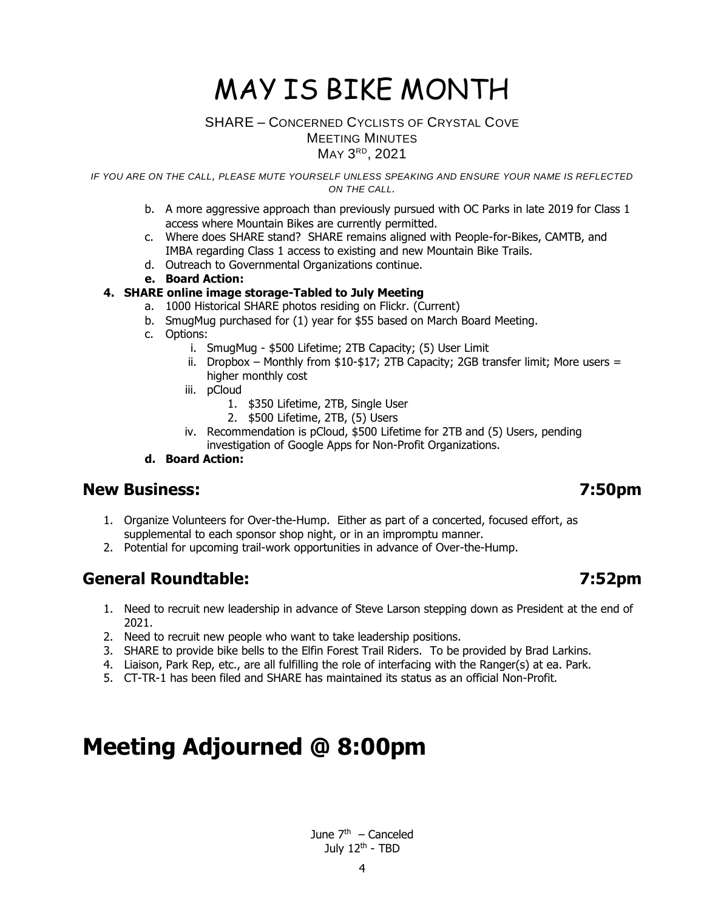# MAY IS BIKE MONTH

SHARE – CONCERNED CYCLISTS OF CRYSTAL COVE
MEETING MINUTES
MAY 3RD, 2021

*IF YOU ARE ON THE CALL, PLEASE MUTE YOURSELF UNLESS SPEAKING AND ENSURE YOUR NAME IS REFLECTED ON THE CALL.*

- b. A more aggressive approach than previously pursued with OC Parks in late 2019 for Class 1 access where Mountain Bikes are currently permitted.
- c. Where does SHARE stand? SHARE remains aligned with People-for-Bikes, CAMTB, and IMBA regarding Class 1 access to existing and new Mountain Bike Trails.
- d. Outreach to Governmental Organizations continue.
- e. **Board Action:**

4. **SHARE online image storage-Tabled to July Meeting**
   - a. 1000 Historical SHARE photos residing on Flickr. (Current)
   - b. SmugMug purchased for (1) year for $55 based on March Board Meeting.
   - c. Options:
     - i. SmugMug - $500 Lifetime; 2TB Capacity; (5) User Limit
     - ii. Dropbox – Monthly from $10-$17; 2TB Capacity; 2GB transfer limit; More users = higher monthly cost
     - iii. pCloud
       1. $350 Lifetime, 2TB, Single User
       2. $500 Lifetime, 2TB, (5) Users
     - iv. Recommendation is pCloud, $500 Lifetime for 2TB and (5) Users, pending investigation of Google Apps for Non-Profit Organizations.
   - d. **Board Action:**

## New Business: 7:50pm

1. Organize Volunteers for Over-the-Hump. Either as part of a concerted, focused effort, as supplemental to each sponsor shop night, or in an impromptu manner.
2. Potential for upcoming trail-work opportunities in advance of Over-the-Hump.

## General Roundtable: 7:52pm

1. Need to recruit new leadership in advance of Steve Larson stepping down as President at the end of 2021.
2. Need to recruit new people who want to take leadership positions.
3. SHARE to provide bike bells to the Elfin Forest Trail Riders. To be provided by Brad Larkins.
4. Liaison, Park Rep, etc., are all fulfilling the role of interfacing with the Ranger(s) at ea. Park.
5. CT-TR-1 has been filed and SHARE has maintained its status as an official Non-Profit.

# Meeting Adjourned @ 8:00pm

June 7th – Canceled
July 12th - TBD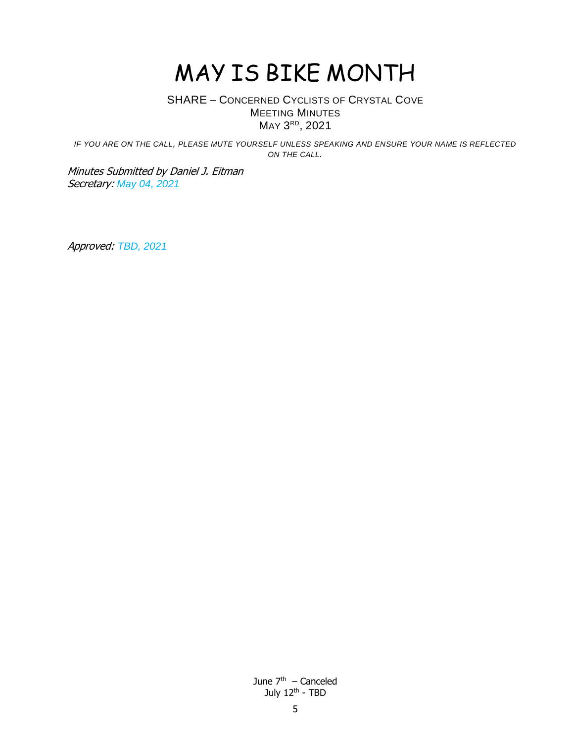# MAY IS BIKE MONTH

SHARE – CONCERNED CYCLISTS OF CRYSTAL COVE
MEETING MINUTES
MAY 3RD, 2021

*IF YOU ARE ON THE CALL, PLEASE MUTE YOURSELF UNLESS SPEAKING AND ENSURE YOUR NAME IS REFLECTED ON THE CALL.*

*Minutes Submitted by Daniel J. Eitman*
*Secretary: May 04, 2021*

*Approved: TBD, 2021*

June 7th – Canceled
July 12th - TBD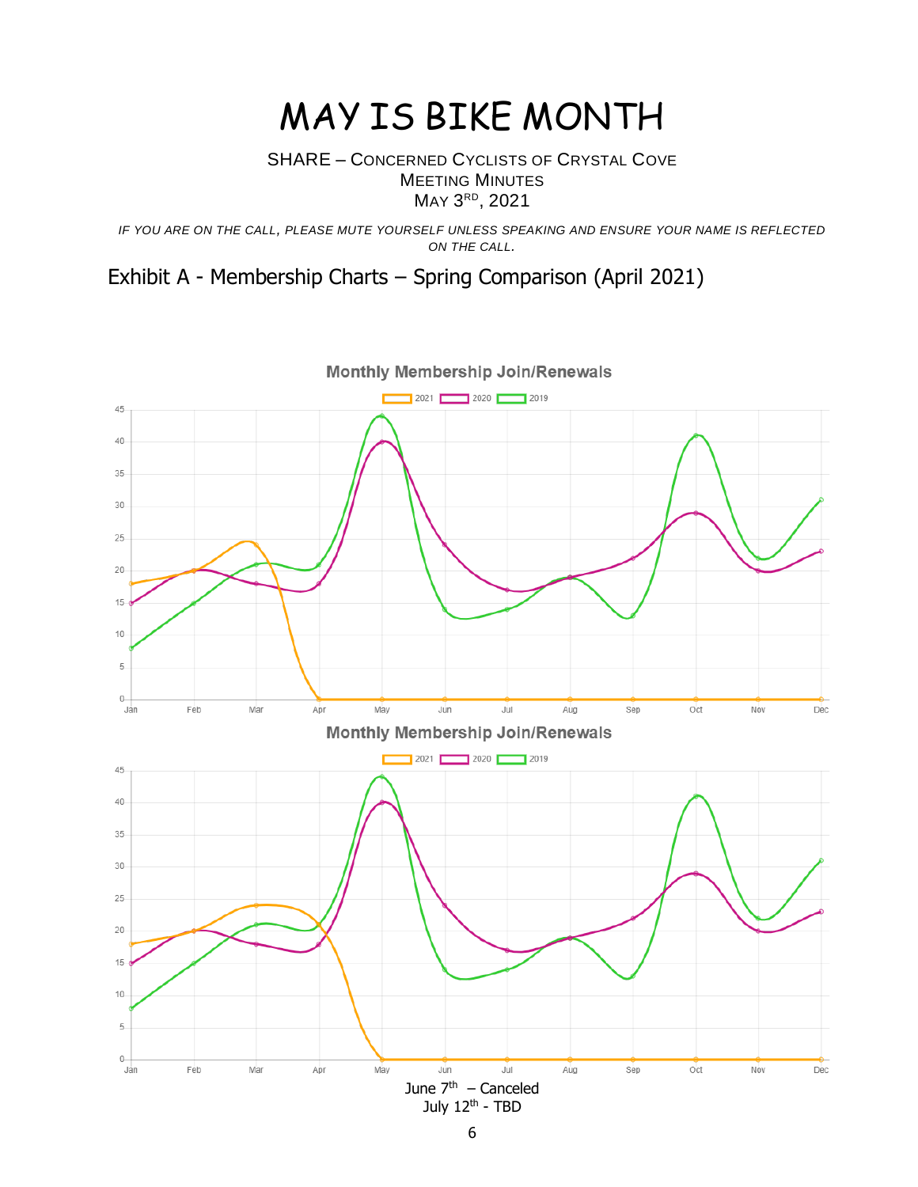# MAY IS BIKE MONTH

SHARE – CONCERNED CYCLISTS OF CRYSTAL COVE
MEETING MINUTES
MAY 3RD, 2021

*IF YOU ARE ON THE CALL, PLEASE MUTE YOURSELF UNLESS SPEAKING AND ENSURE YOUR NAME IS REFLECTED ON THE CALL.*

## Exhibit A - Membership Charts – Spring Comparison (April 2021)

Monthly Membership Join/Renewals

2021 | 2020 | 2019

Monthly Membership Join/Renewals

2021 | 2020 | 2019

June 7th – Canceled
July 12th - TBD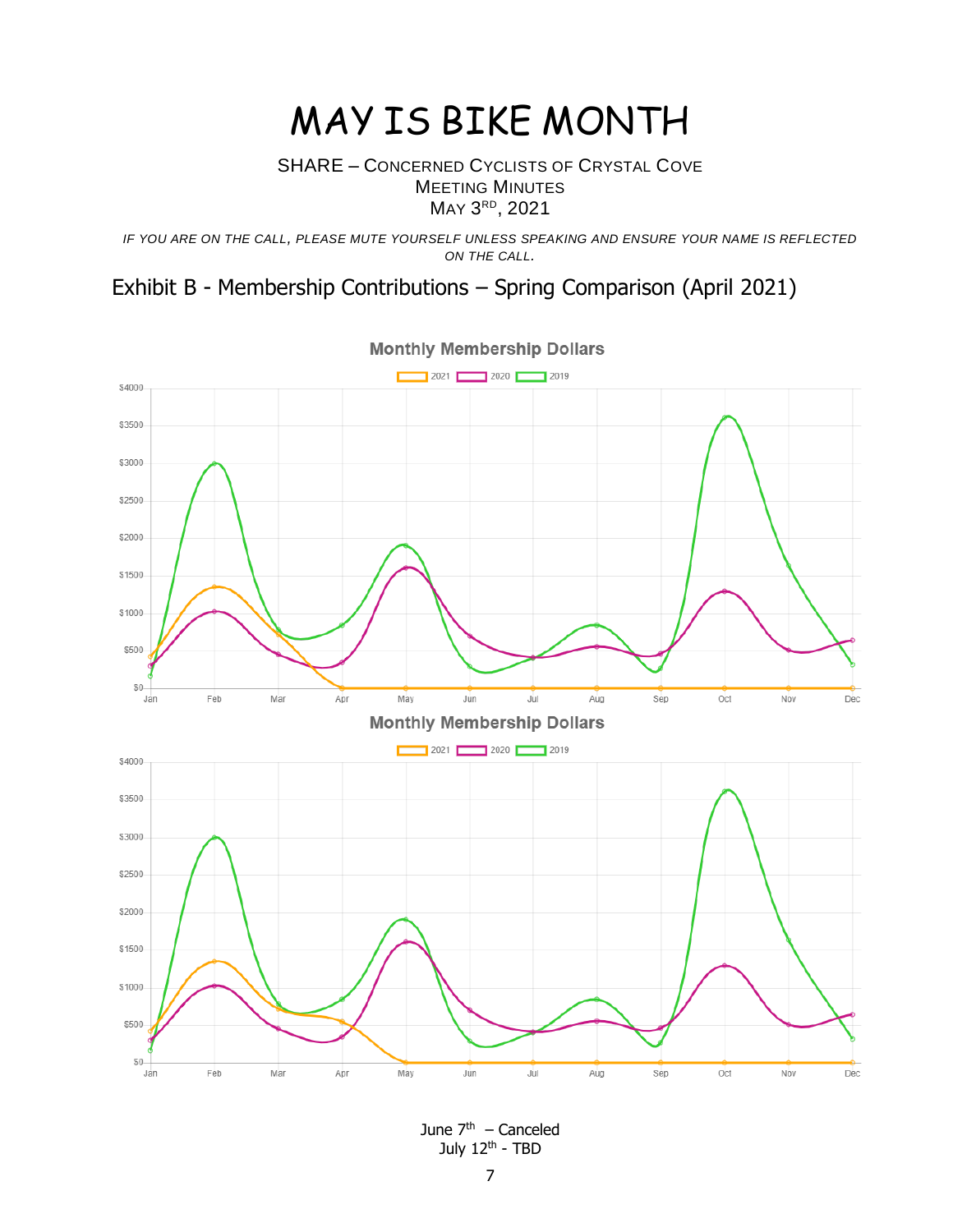# MAY IS BIKE MONTH

SHARE – CONCERNED CYCLISTS OF CRYSTAL COVE
MEETING MINUTES
MAY 3RD, 2021

*IF YOU ARE ON THE CALL, PLEASE MUTE YOURSELF UNLESS SPEAKING AND ENSURE YOUR NAME IS REFLECTED ON THE CALL.*

## Exhibit B - Membership Contributions – Spring Comparison (April 2021)

Monthly Membership Dollars

2021 2020 2019

$4000
$3500
$3000
$2500
$2000
$1500
$1000
$500
$0

Jan Feb Mar Apr May Jun Jul Aug Sep Oct Nov Dec

Monthly Membership Dollars

2021 2020 2019

$4000
$3500
$3000
$2500
$2000
$1500
$1000
$500
$0

Jan Feb Mar Apr May Jun Jul Aug Sep Oct Nov Dec

June 7th – Canceled
July 12th - TBD